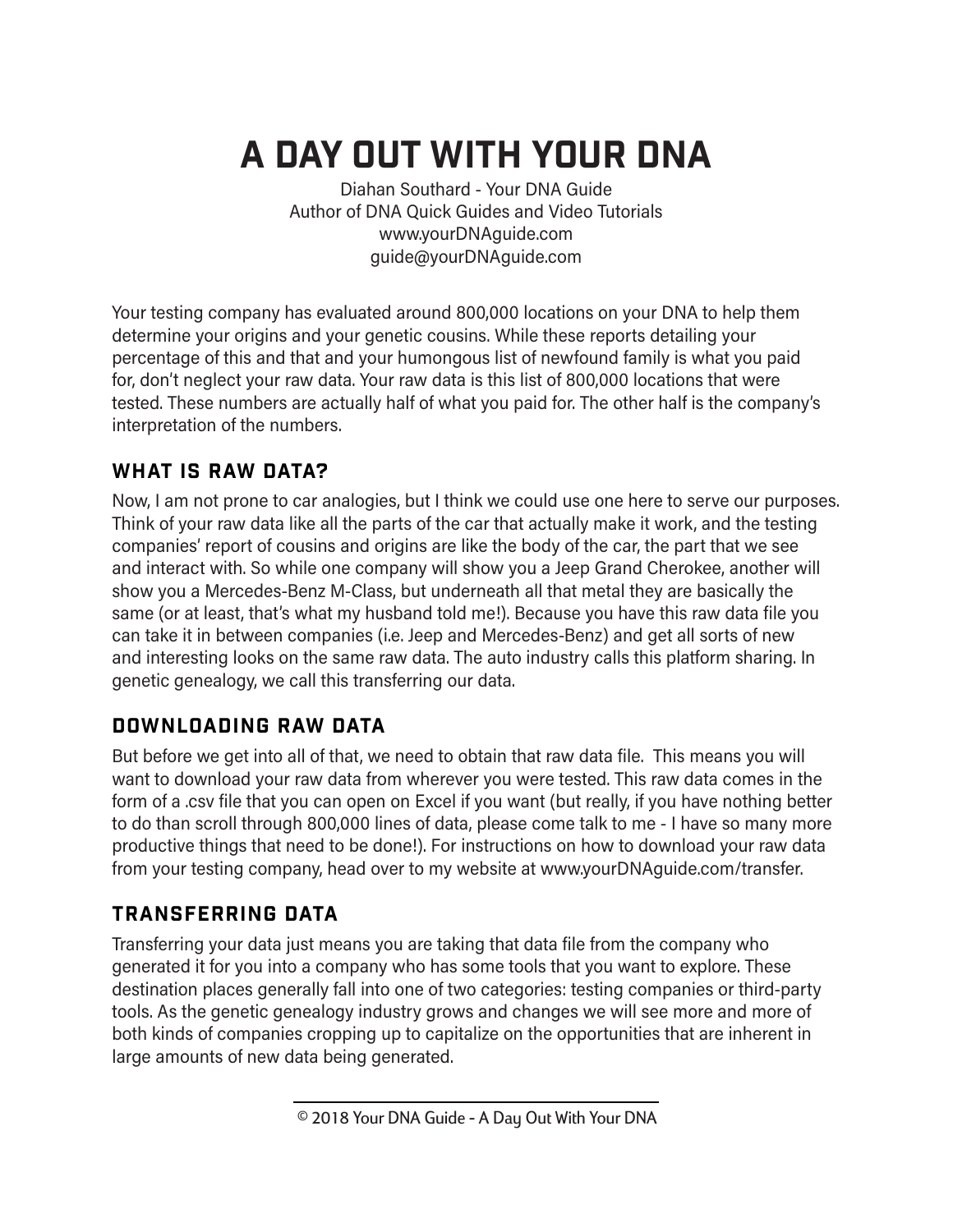# A DAY OUT WITH YOUR DNA

Diahan Southard - Your DNA Guide
Author of DNA Quick Guides and Video Tutorials
www.yourDNAguide.com
guide@yourDNAguide.com

Your testing company has evaluated around 800,000 locations on your DNA to help them determine your origins and your genetic cousins. While these reports detailing your percentage of this and that and your humongous list of newfound family is what you paid for, don't neglect your raw data. Your raw data is this list of 800,000 locations that were tested. These numbers are actually half of what you paid for. The other half is the company's interpretation of the numbers.

## WHAT IS RAW DATA?

Now, I am not prone to car analogies, but I think we could use one here to serve our purposes. Think of your raw data like all the parts of the car that actually make it work, and the testing companies' report of cousins and origins are like the body of the car, the part that we see and interact with. So while one company will show you a Jeep Grand Cherokee, another will show you a Mercedes-Benz M-Class, but underneath all that metal they are basically the same (or at least, that's what my husband told me!). Because you have this raw data file you can take it in between companies (i.e. Jeep and Mercedes-Benz) and get all sorts of new and interesting looks on the same raw data. The auto industry calls this platform sharing. In genetic genealogy, we call this transferring our data.

## DOWNLOADING RAW DATA

But before we get into all of that, we need to obtain that raw data file. This means you will want to download your raw data from wherever you were tested. This raw data comes in the form of a .csv file that you can open on Excel if you want (but really, if you have nothing better to do than scroll through 800,000 lines of data, please come talk to me - I have so many more productive things that need to be done!). For instructions on how to download your raw data from your testing company, head over to my website at www.yourDNAguide.com/transfer.

## TRANSFERRING DATA

Transferring your data just means you are taking that data file from the company who generated it for you into a company who has some tools that you want to explore. These destination places generally fall into one of two categories: testing companies or third-party tools. As the genetic genealogy industry grows and changes we will see more and more of both kinds of companies cropping up to capitalize on the opportunities that are inherent in large amounts of new data being generated.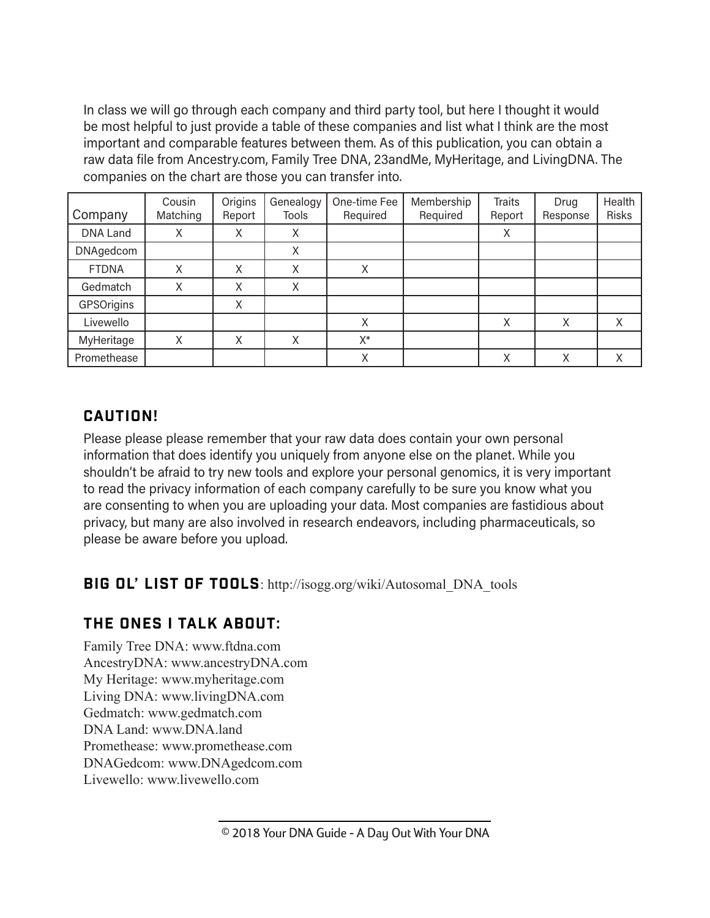In class we will go through each company and third party tool, but here I thought it would be most helpful to just provide a table of these companies and list what I think are the most important and comparable features between them. As of this publication, you can obtain a raw data file from Ancestry.com, Family Tree DNA, 23andMe, MyHeritage, and LivingDNA. The companies on the chart are those you can transfer into.

| Company | Cousin Matching | Origins Report | Genealogy Tools | One-time Fee Required | Membership Required | Traits Report | Drug Response | Health Risks |
|---|---|---|---|---|---|---|---|---|
| DNA Land | X | X | X | | | X | | |
| DNAgedcom | | | X | | | | | |
| FTDNA | X | X | X | X | | | | |
| Gedmatch | X | X | X | | | | | |
| GPSOrigins | | X | | | | | | |
| Livewello | | | | X | | X | X | X |
| MyHeritage | X | X | X | X* | | | | |
| Promethease | | | | X | | X | X | X |

## CAUTION!

Please please please remember that your raw data does contain your own personal information that does identify you uniquely from anyone else on the planet. While you shouldn't be afraid to try new tools and explore your personal genomics, it is very important to read the privacy information of each company carefully to be sure you know what you are consenting to when you are uploading your data. Most companies are fastidious about privacy, but many are also involved in research endeavors, including pharmaceuticals, so please be aware before you upload.

## BIG OL' LIST OF TOOLS: http://isogg.org/wiki/Autosomal_DNA_tools

## THE ONES I TALK ABOUT:

Family Tree DNA: www.ftdna.com
AncestryDNA: www.ancestryDNA.com
My Heritage: www.myheritage.com
Living DNA: www.livingDNA.com
Gedmatch: www.gedmatch.com
DNA Land: www.DNA.land
Promethease: www.promethease.com
DNAGedcom: www.DNAgedcom.com
Livewello: www.livewello.com

© 2018 Your DNA Guide - A Day Out With Your DNA